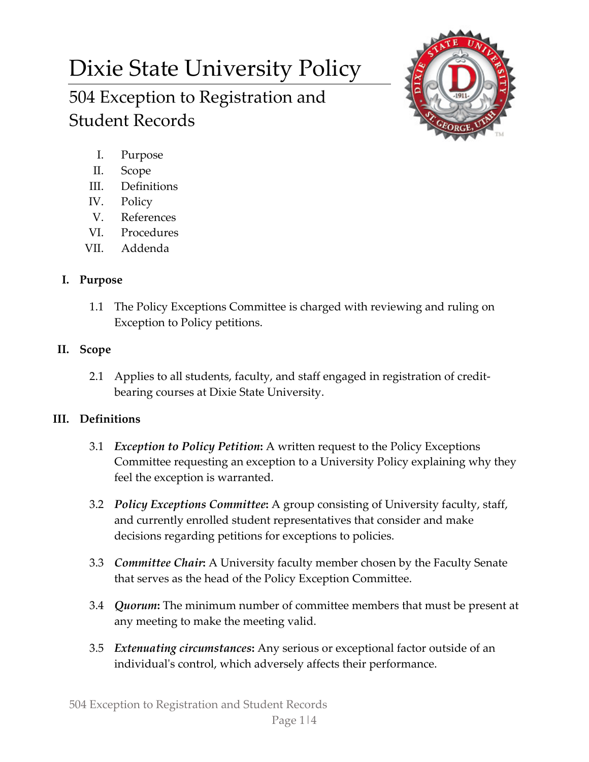# Dixie State University Policy

## 504 Exception to Registration and Student Records

I. Purpose
II. Scope
III. Definitions
IV. Policy
V. References
VI. Procedures
VII. Addenda

### I. Purpose

1.1 The Policy Exceptions Committee is charged with reviewing and ruling on Exception to Policy petitions.

### II. Scope

2.1 Applies to all students, faculty, and staff engaged in registration of credit-bearing courses at Dixie State University.

### III. Definitions

3.1 ***Exception to Policy Petition*:** A written request to the Policy Exceptions Committee requesting an exception to a University Policy explaining why they feel the exception is warranted.

3.2 ***Policy Exceptions Committee*:** A group consisting of University faculty, staff, and currently enrolled student representatives that consider and make decisions regarding petitions for exceptions to policies.

3.3 ***Committee Chair*:** A University faculty member chosen by the Faculty Senate that serves as the head of the Policy Exception Committee.

3.4 ***Quorum*:** The minimum number of committee members that must be present at any meeting to make the meeting valid.

3.5 ***Extenuating circumstances*:** Any serious or exceptional factor outside of an individual's control, which adversely affects their performance.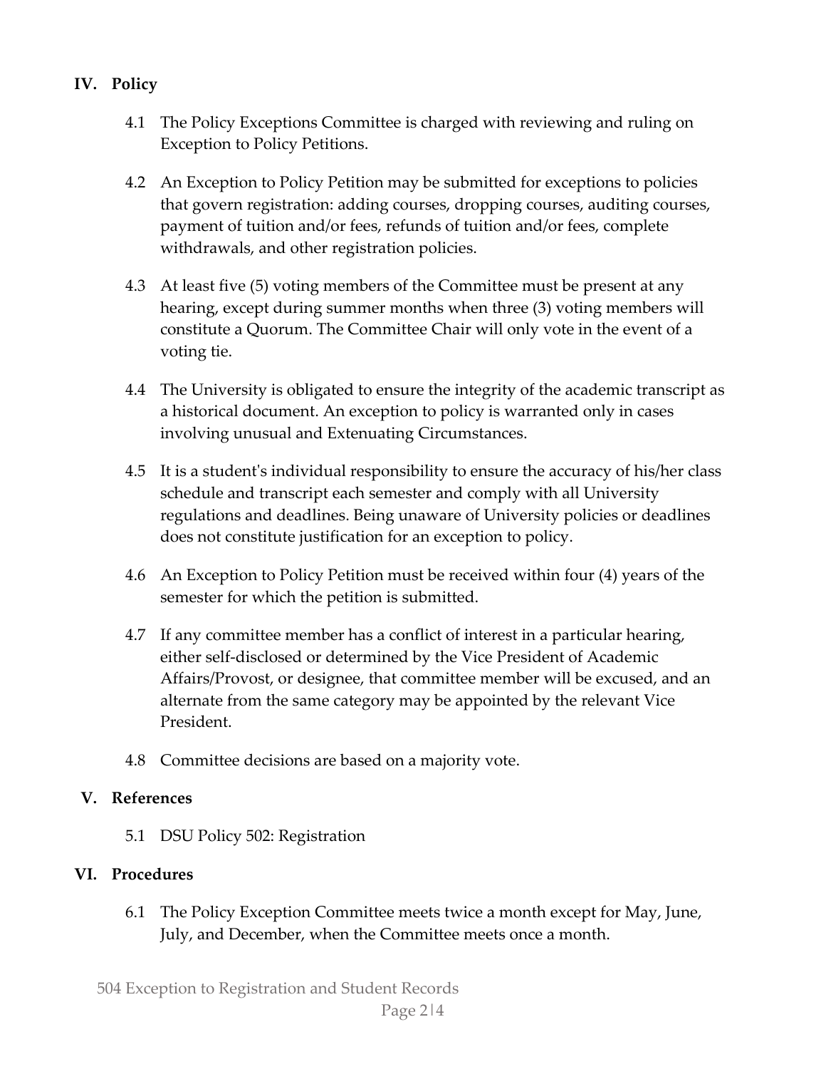## IV. Policy

4.1 The Policy Exceptions Committee is charged with reviewing and ruling on Exception to Policy Petitions.

4.2 An Exception to Policy Petition may be submitted for exceptions to policies that govern registration: adding courses, dropping courses, auditing courses, payment of tuition and/or fees, refunds of tuition and/or fees, complete withdrawals, and other registration policies.

4.3 At least five (5) voting members of the Committee must be present at any hearing, except during summer months when three (3) voting members will constitute a Quorum. The Committee Chair will only vote in the event of a voting tie.

4.4 The University is obligated to ensure the integrity of the academic transcript as a historical document. An exception to policy is warranted only in cases involving unusual and Extenuating Circumstances.

4.5 It is a student's individual responsibility to ensure the accuracy of his/her class schedule and transcript each semester and comply with all University regulations and deadlines. Being unaware of University policies or deadlines does not constitute justification for an exception to policy.

4.6 An Exception to Policy Petition must be received within four (4) years of the semester for which the petition is submitted.

4.7 If any committee member has a conflict of interest in a particular hearing, either self-disclosed or determined by the Vice President of Academic Affairs/Provost, or designee, that committee member will be excused, and an alternate from the same category may be appointed by the relevant Vice President.

4.8 Committee decisions are based on a majority vote.

## V. References

5.1 DSU Policy 502: Registration

## VI. Procedures

6.1 The Policy Exception Committee meets twice a month except for May, June, July, and December, when the Committee meets once a month.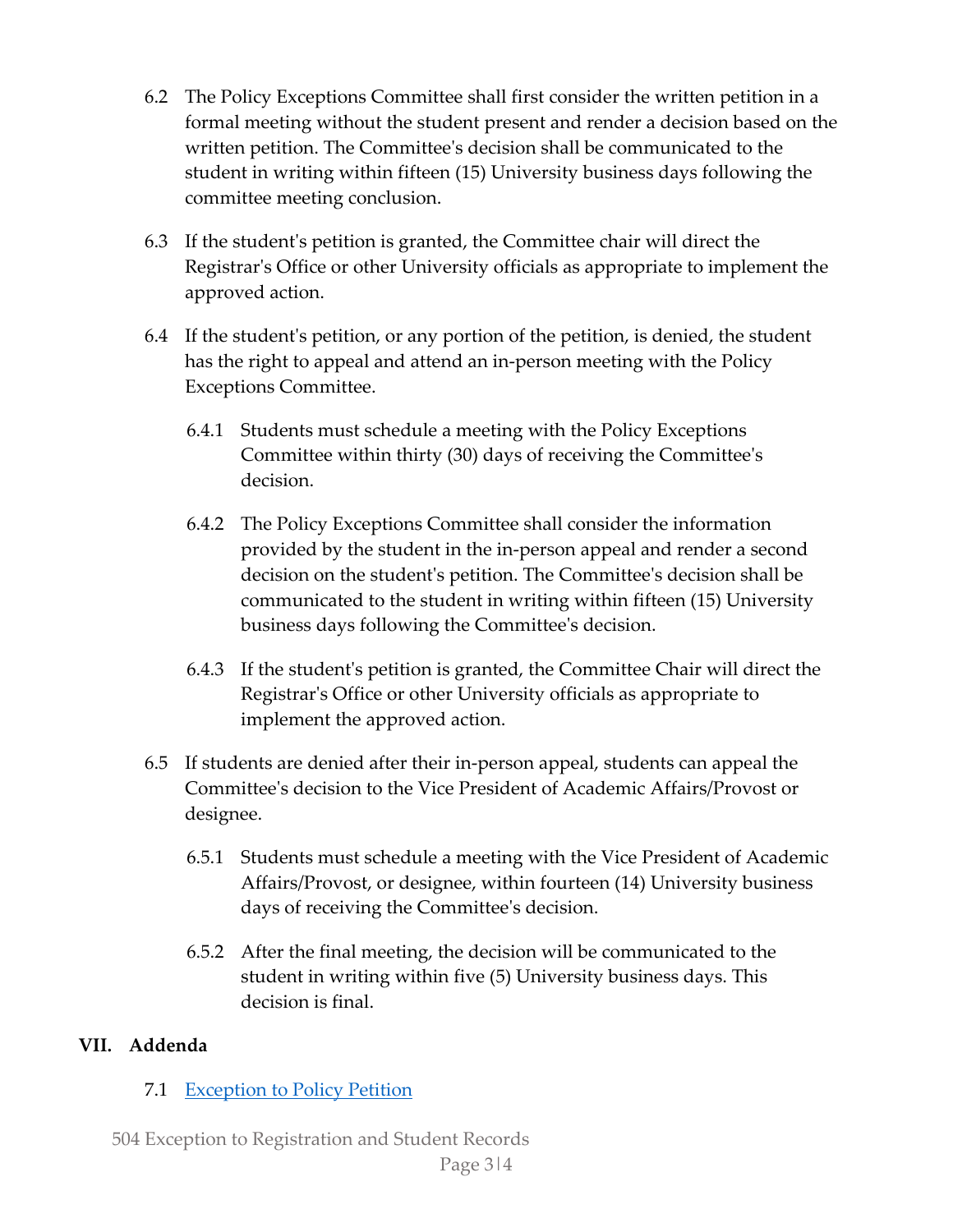6.2 The Policy Exceptions Committee shall first consider the written petition in a formal meeting without the student present and render a decision based on the written petition. The Committee's decision shall be communicated to the student in writing within fifteen (15) University business days following the committee meeting conclusion.

6.3 If the student's petition is granted, the Committee chair will direct the Registrar's Office or other University officials as appropriate to implement the approved action.

6.4 If the student's petition, or any portion of the petition, is denied, the student has the right to appeal and attend an in-person meeting with the Policy Exceptions Committee.

  6.4.1 Students must schedule a meeting with the Policy Exceptions Committee within thirty (30) days of receiving the Committee's decision.

  6.4.2 The Policy Exceptions Committee shall consider the information provided by the student in the in-person appeal and render a second decision on the student's petition. The Committee's decision shall be communicated to the student in writing within fifteen (15) University business days following the Committee's decision.

  6.4.3 If the student's petition is granted, the Committee Chair will direct the Registrar's Office or other University officials as appropriate to implement the approved action.

6.5 If students are denied after their in-person appeal, students can appeal the Committee's decision to the Vice President of Academic Affairs/Provost or designee.

  6.5.1 Students must schedule a meeting with the Vice President of Academic Affairs/Provost, or designee, within fourteen (14) University business days of receiving the Committee's decision.

  6.5.2 After the final meeting, the decision will be communicated to the student in writing within five (5) University business days. This decision is final.

## VII. Addenda

7.1 Exception to Policy Petition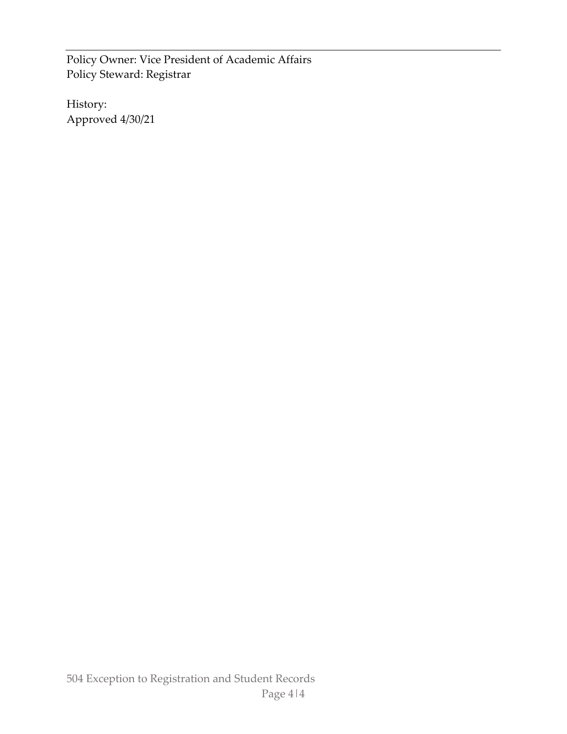Policy Owner: Vice President of Academic Affairs
Policy Steward: Registrar

History:
Approved 4/30/21